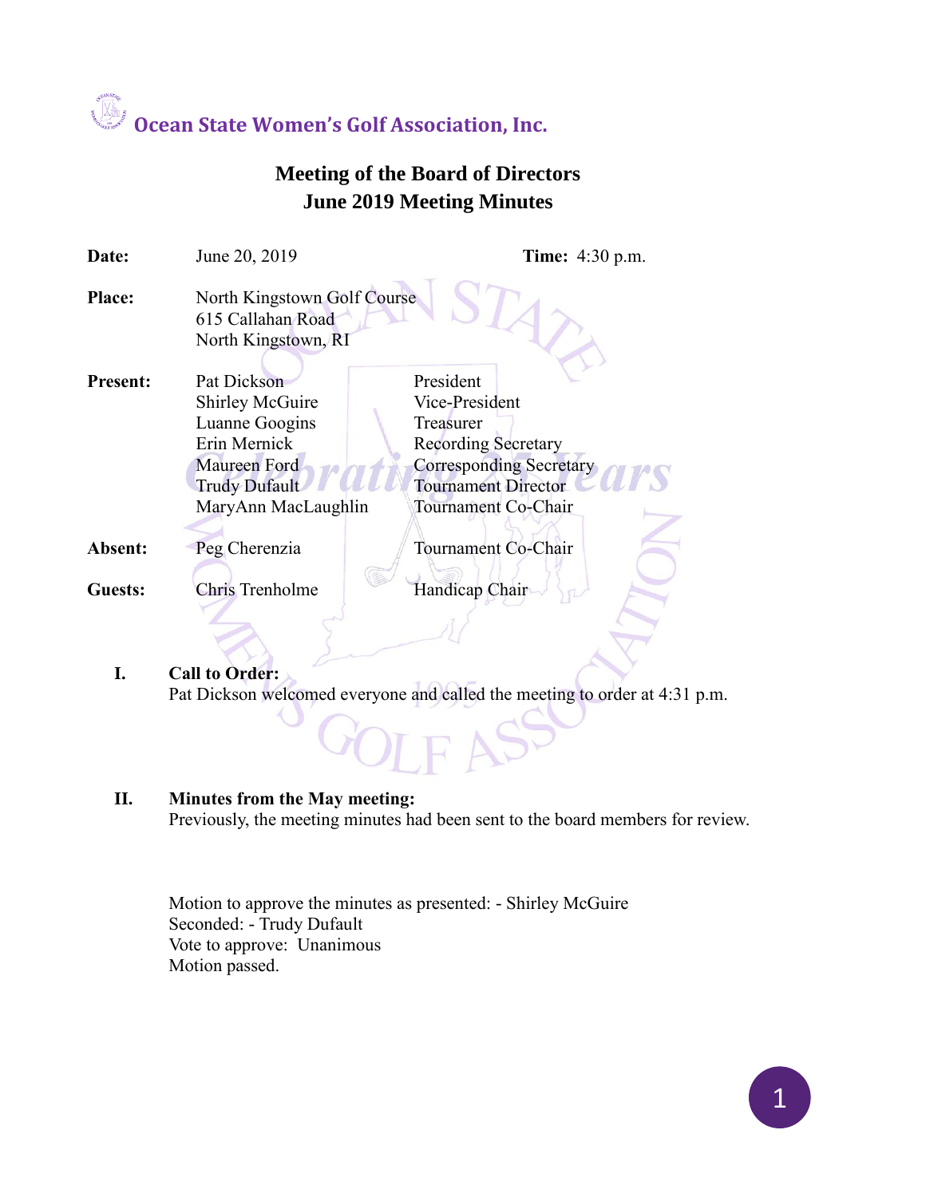# Ocean State Women's Golf Association, Inc.

## Meeting of the Board of Directors
## June 2019 Meeting Minutes

**Date:** June 20, 2019 **Time:** 4:30 p.m.

**Place:** North Kingstown Golf Course
615 Callahan Road
North Kingstown, RI

**Present:**

| Name | Position |
|---|---|
| Pat Dickson | President |
| Shirley McGuire | Vice-President |
| Luanne Googins | Treasurer |
| Erin Mernick | Recording Secretary |
| Maureen Ford | Corresponding Secretary |
| Trudy Dufault | Tournament Director |
| MaryAnn MacLaughlin | Tournament Co-Chair |

**Absent:**

| Name | Position |
|---|---|
| Peg Cherenzia | Tournament Co-Chair |

**Guests:**

| Name | Position |
|---|---|
| Chris Trenholme | Handicap Chair |

**I. Call to Order:**
Pat Dickson welcomed everyone and called the meeting to order at 4:31 p.m.

**II. Minutes from the May meeting:**
Previously, the meeting minutes had been sent to the board members for review.

Motion to approve the minutes as presented: - Shirley McGuire
Seconded: - Trudy Dufault
Vote to approve: Unanimous
Motion passed.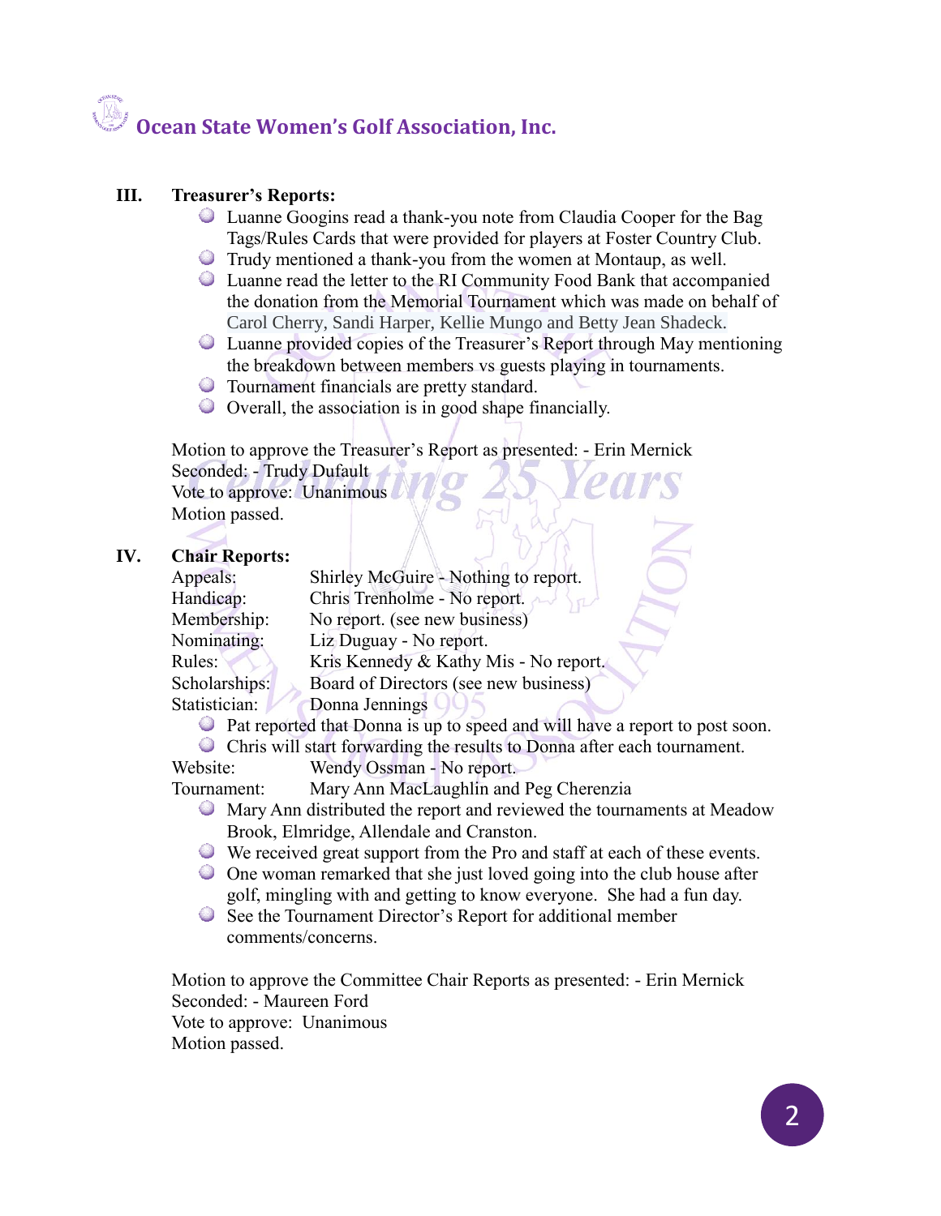## III. Treasurer's Reports:

- Luanne Googins read a thank-you note from Claudia Cooper for the Bag Tags/Rules Cards that were provided for players at Foster Country Club.
- Trudy mentioned a thank-you from the women at Montaup, as well.
- Luanne read the letter to the RI Community Food Bank that accompanied the donation from the Memorial Tournament which was made on behalf of Carol Cherry, Sandi Harper, Kellie Mungo and Betty Jean Shadeck.
- Luanne provided copies of the Treasurer's Report through May mentioning the breakdown between members vs guests playing in tournaments.
- Tournament financials are pretty standard.
- Overall, the association is in good shape financially.

Motion to approve the Treasurer's Report as presented: - Erin Mernick
Seconded: - Trudy Dufault
Vote to approve: Unanimous
Motion passed.

## IV. Chair Reports:

Appeals: Shirley McGuire - Nothing to report.
Handicap: Chris Trenholme - No report.
Membership: No report. (see new business)
Nominating: Liz Duguay - No report.
Rules: Kris Kennedy & Kathy Mis - No report.
Scholarships: Board of Directors (see new business)
Statistician: Donna Jennings

- Pat reported that Donna is up to speed and will have a report to post soon.
- Chris will start forwarding the results to Donna after each tournament.

Website: Wendy Ossman - No report.
Tournament: Mary Ann MacLaughlin and Peg Cherenzia

- Mary Ann distributed the report and reviewed the tournaments at Meadow Brook, Elmridge, Allendale and Cranston.
- We received great support from the Pro and staff at each of these events.
- One woman remarked that she just loved going into the club house after golf, mingling with and getting to know everyone. She had a fun day.
- See the Tournament Director's Report for additional member comments/concerns.

Motion to approve the Committee Chair Reports as presented: - Erin Mernick
Seconded: - Maureen Ford
Vote to approve: Unanimous
Motion passed.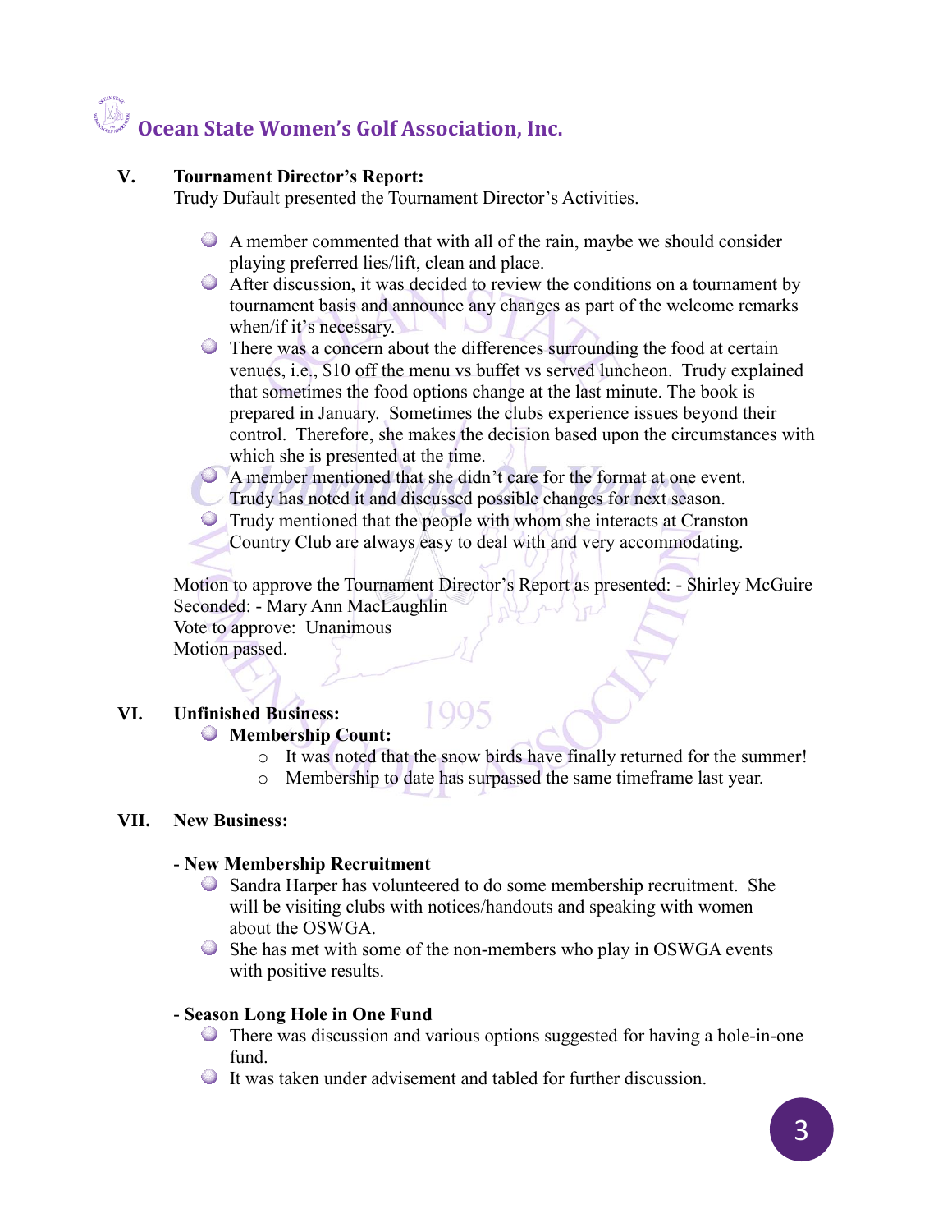## Ocean State Women's Golf Association, Inc.

**V. Tournament Director's Report:**

Trudy Dufault presented the Tournament Director's Activities.

- A member commented that with all of the rain, maybe we should consider playing preferred lies/lift, clean and place.
- After discussion, it was decided to review the conditions on a tournament by tournament basis and announce any changes as part of the welcome remarks when/if it's necessary.
- There was a concern about the differences surrounding the food at certain venues, i.e., $10 off the menu vs buffet vs served luncheon. Trudy explained that sometimes the food options change at the last minute. The book is prepared in January. Sometimes the clubs experience issues beyond their control. Therefore, she makes the decision based upon the circumstances with which she is presented at the time.
- A member mentioned that she didn't care for the format at one event. Trudy has noted it and discussed possible changes for next season.
- Trudy mentioned that the people with whom she interacts at Cranston Country Club are always easy to deal with and very accommodating.

Motion to approve the Tournament Director's Report as presented: - Shirley McGuire
Seconded: - Mary Ann MacLaughlin
Vote to approve: Unanimous
Motion passed.

**VI. Unfinished Business:**

- **Membership Count:**
  - It was noted that the snow birds have finally returned for the summer!
  - Membership to date has surpassed the same timeframe last year.

**VII. New Business:**

**- New Membership Recruitment**

- Sandra Harper has volunteered to do some membership recruitment. She will be visiting clubs with notices/handouts and speaking with women about the OSWGA.
- She has met with some of the non-members who play in OSWGA events with positive results.

**- Season Long Hole in One Fund**

- There was discussion and various options suggested for having a hole-in-one fund.
- It was taken under advisement and tabled for further discussion.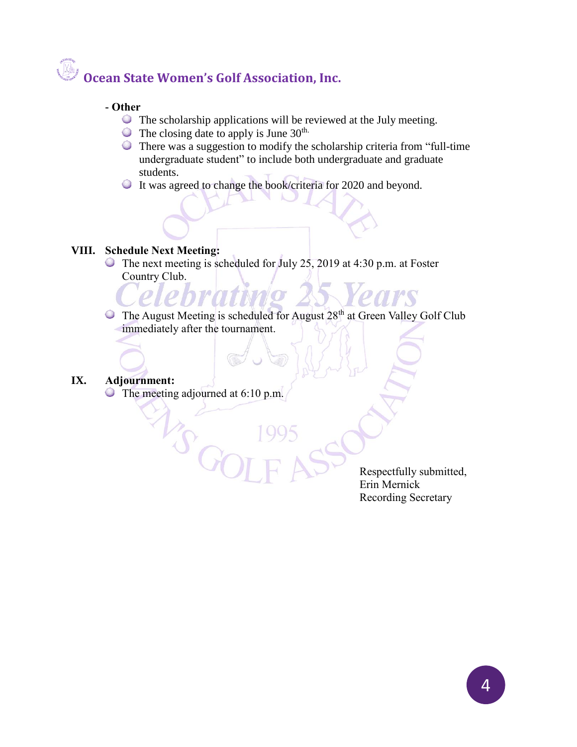**- Other**

- The scholarship applications will be reviewed at the July meeting.
- The closing date to apply is June 30th.
- There was a suggestion to modify the scholarship criteria from "full-time undergraduate student" to include both undergraduate and graduate students.
- It was agreed to change the book/criteria for 2020 and beyond.

## VIII. Schedule Next Meeting:

- The next meeting is scheduled for July 25, 2019 at 4:30 p.m. at Foster Country Club.
- The August Meeting is scheduled for August 28th at Green Valley Golf Club immediately after the tournament.

## IX. Adjournment:

- The meeting adjourned at 6:10 p.m.

Respectfully submitted,
Erin Mernick
Recording Secretary